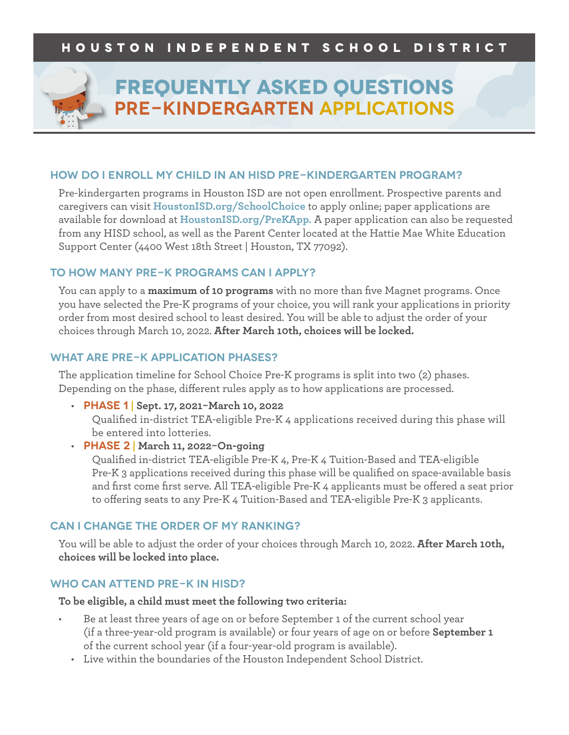HOUSTON INDEPENDENT SCHOOL DISTRICT

# FREQUENTLY ASKED QUESTIONS
# PRE-KINDERGARTEN APPLICATIONS

## HOW DO I ENROLL MY CHILD IN AN HISD PRE-KINDERGARTEN PROGRAM?

Pre-kindergarten programs in Houston ISD are not open enrollment. Prospective parents and caregivers can visit **HoustonISD.org/SchoolChoice** to apply online; paper applications are available for download at **HoustonISD.org/PreKApp.** A paper application can also be requested from any HISD school, as well as the Parent Center located at the Hattie Mae White Education Support Center (4400 West 18th Street | Houston, TX 77092).

## TO HOW MANY PRE-K PROGRAMS CAN I APPLY?

You can apply to a **maximum of 10 programs** with no more than five Magnet programs. Once you have selected the Pre-K programs of your choice, you will rank your applications in priority order from most desired school to least desired. You will be able to adjust the order of your choices through March 10, 2022. **After March 10th, choices will be locked.**

## WHAT ARE PRE-K APPLICATION PHASES?

The application timeline for School Choice Pre-K programs is split into two (2) phases. Depending on the phase, different rules apply as to how applications are processed.

- **PHASE 1 | Sept. 17, 2021–March 10, 2022**
  Qualified in-district TEA-eligible Pre-K 4 applications received during this phase will be entered into lotteries.
- **PHASE 2 | March 11, 2022–On-going**
  Qualified in-district TEA-eligible Pre-K 4, Pre-K 4 Tuition-Based and TEA-eligible Pre-K 3 applications received during this phase will be qualified on space-available basis and first come first serve. All TEA-eligible Pre-K 4 applicants must be offered a seat prior to offering seats to any Pre-K 4 Tuition-Based and TEA-eligible Pre-K 3 applicants.

## CAN I CHANGE THE ORDER OF MY RANKING?

You will be able to adjust the order of your choices through March 10, 2022. **After March 10th, choices will be locked into place.**

## WHO CAN ATTEND PRE-K IN HISD?

**To be eligible, a child must meet the following two criteria:**

- Be at least three years of age on or before September 1 of the current school year (if a three-year-old program is available) or four years of age on or before **September 1** of the current school year (if a four-year-old program is available).
- Live within the boundaries of the Houston Independent School District.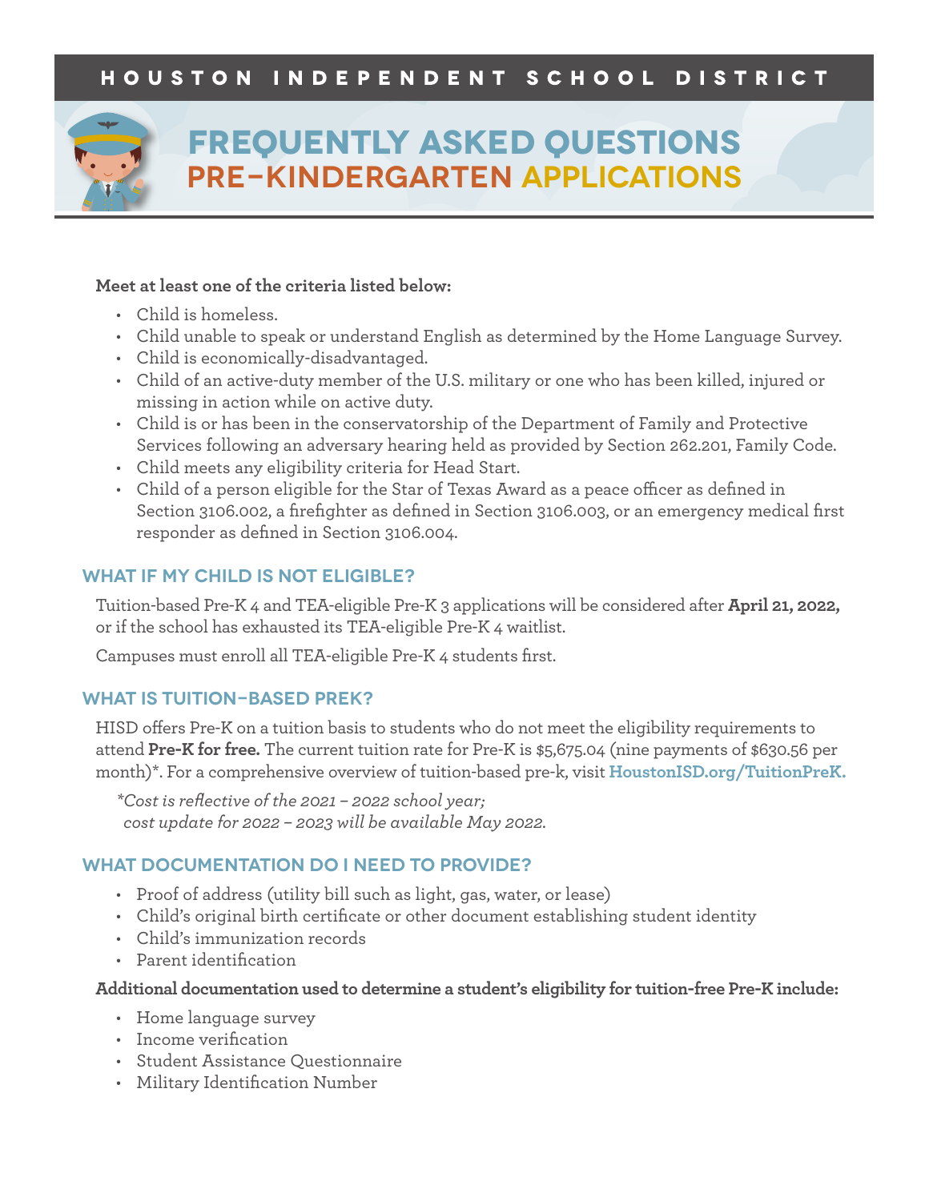# HOUSTON INDEPENDENT SCHOOL DISTRICT

# FREQUENTLY ASKED QUESTIONS
## PRE-KINDERGARTEN APPLICATIONS

**Meet at least one of the criteria listed below:**

- Child is homeless.
- Child unable to speak or understand English as determined by the Home Language Survey.
- Child is economically-disadvantaged.
- Child of an active-duty member of the U.S. military or one who has been killed, injured or missing in action while on active duty.
- Child is or has been in the conservatorship of the Department of Family and Protective Services following an adversary hearing held as provided by Section 262.201, Family Code.
- Child meets any eligibility criteria for Head Start.
- Child of a person eligible for the Star of Texas Award as a peace officer as defined in Section 3106.002, a firefighter as defined in Section 3106.003, or an emergency medical first responder as defined in Section 3106.004.

### WHAT IF MY CHILD IS NOT ELIGIBLE?

Tuition-based Pre-K 4 and TEA-eligible Pre-K 3 applications will be considered after **April 21, 2022,** or if the school has exhausted its TEA-eligible Pre-K 4 waitlist.

Campuses must enroll all TEA-eligible Pre-K 4 students first.

### WHAT IS TUITION-BASED PREK?

HISD offers Pre-K on a tuition basis to students who do not meet the eligibility requirements to attend **Pre-K for free.** The current tuition rate for Pre-K is $5,675.04 (nine payments of $630.56 per month)*. For a comprehensive overview of tuition-based pre-k, visit **HoustonISD.org/TuitionPreK.**

*\*Cost is reflective of the 2021 – 2022 school year; cost update for 2022 – 2023 will be available May 2022.*

### WHAT DOCUMENTATION DO I NEED TO PROVIDE?

- Proof of address (utility bill such as light, gas, water, or lease)
- Child's original birth certificate or other document establishing student identity
- Child's immunization records
- Parent identification

**Additional documentation used to determine a student's eligibility for tuition-free Pre-K include:**

- Home language survey
- Income verification
- Student Assistance Questionnaire
- Military Identification Number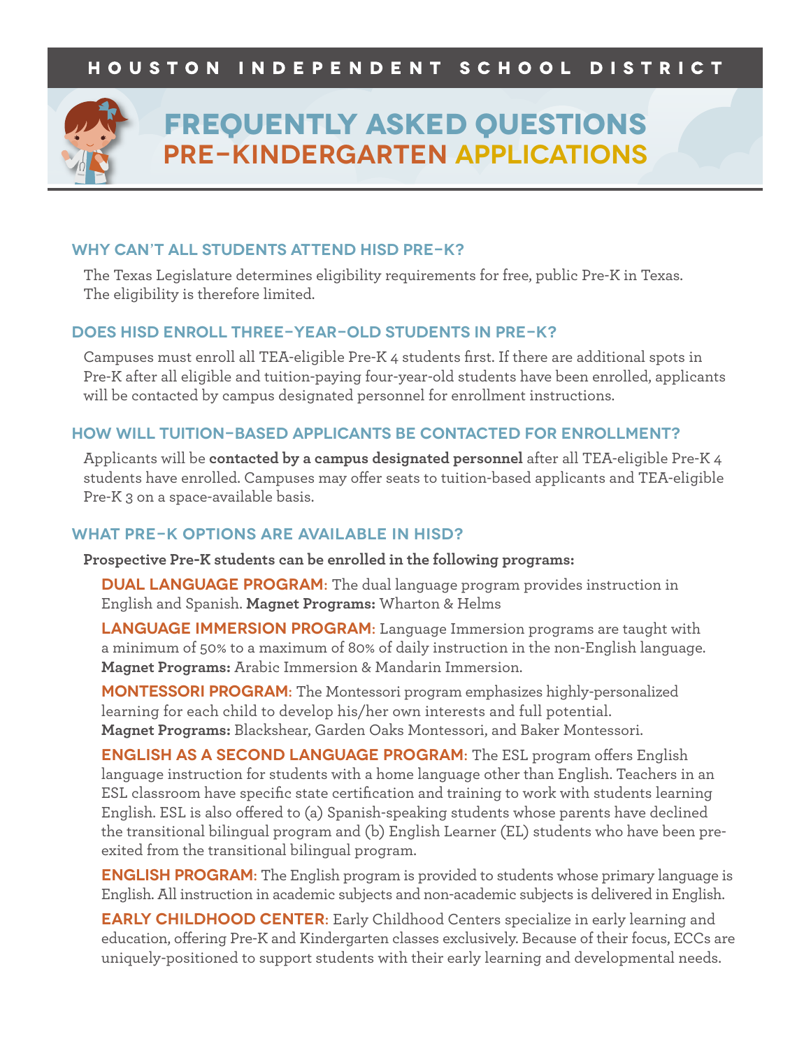HOUSTON INDEPENDENT SCHOOL DISTRICT

# FREQUENTLY ASKED QUESTIONS
## PRE-KINDERGARTEN APPLICATIONS

### WHY CAN'T ALL STUDENTS ATTEND HISD PRE-K?

The Texas Legislature determines eligibility requirements for free, public Pre-K in Texas. The eligibility is therefore limited.

### DOES HISD ENROLL THREE-YEAR-OLD STUDENTS IN PRE-K?

Campuses must enroll all TEA-eligible Pre-K 4 students first. If there are additional spots in Pre-K after all eligible and tuition-paying four-year-old students have been enrolled, applicants will be contacted by campus designated personnel for enrollment instructions.

### HOW WILL TUITION-BASED APPLICANTS BE CONTACTED FOR ENROLLMENT?

Applicants will be **contacted by a campus designated personnel** after all TEA-eligible Pre-K 4 students have enrolled. Campuses may offer seats to tuition-based applicants and TEA-eligible Pre-K 3 on a space-available basis.

### WHAT PRE-K OPTIONS ARE AVAILABLE IN HISD?

**Prospective Pre-K students can be enrolled in the following programs:**

**DUAL LANGUAGE PROGRAM:** The dual language program provides instruction in English and Spanish. **Magnet Programs:** Wharton & Helms

**LANGUAGE IMMERSION PROGRAM:** Language Immersion programs are taught with a minimum of 50% to a maximum of 80% of daily instruction in the non-English language. **Magnet Programs:** Arabic Immersion & Mandarin Immersion.

**MONTESSORI PROGRAM:** The Montessori program emphasizes highly-personalized learning for each child to develop his/her own interests and full potential. **Magnet Programs:** Blackshear, Garden Oaks Montessori, and Baker Montessori.

**ENGLISH AS A SECOND LANGUAGE PROGRAM:** The ESL program offers English language instruction for students with a home language other than English. Teachers in an ESL classroom have specific state certification and training to work with students learning English. ESL is also offered to (a) Spanish-speaking students whose parents have declined the transitional bilingual program and (b) English Learner (EL) students who have been pre-exited from the transitional bilingual program.

**ENGLISH PROGRAM:** The English program is provided to students whose primary language is English. All instruction in academic subjects and non-academic subjects is delivered in English.

**EARLY CHILDHOOD CENTER:** Early Childhood Centers specialize in early learning and education, offering Pre-K and Kindergarten classes exclusively. Because of their focus, ECCs are uniquely-positioned to support students with their early learning and developmental needs.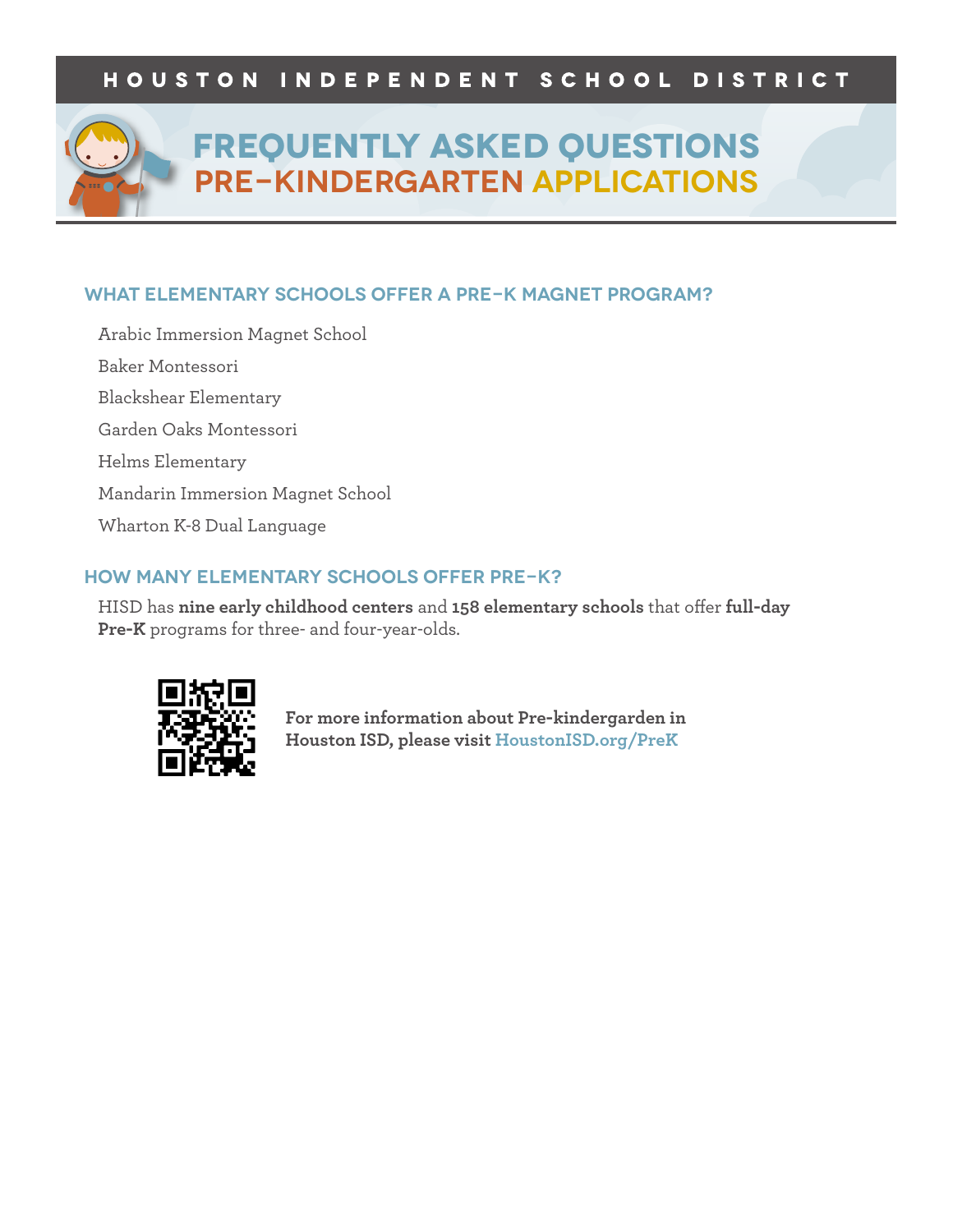HOUSTON INDEPENDENT SCHOOL DISTRICT

# FREQUENTLY ASKED QUESTIONS
## PRE-KINDERGARTEN APPLICATIONS

### WHAT ELEMENTARY SCHOOLS OFFER A PRE-K MAGNET PROGRAM?

Arabic Immersion Magnet School

Baker Montessori

Blackshear Elementary

Garden Oaks Montessori

Helms Elementary

Mandarin Immersion Magnet School

Wharton K-8 Dual Language

### HOW MANY ELEMENTARY SCHOOLS OFFER PRE-K?

HISD has **nine early childhood centers** and **158 elementary schools** that offer **full-day Pre-K** programs for three- and four-year-olds.

**For more information about Pre-kindergarden in Houston ISD, please visit HoustonISD.org/PreK**